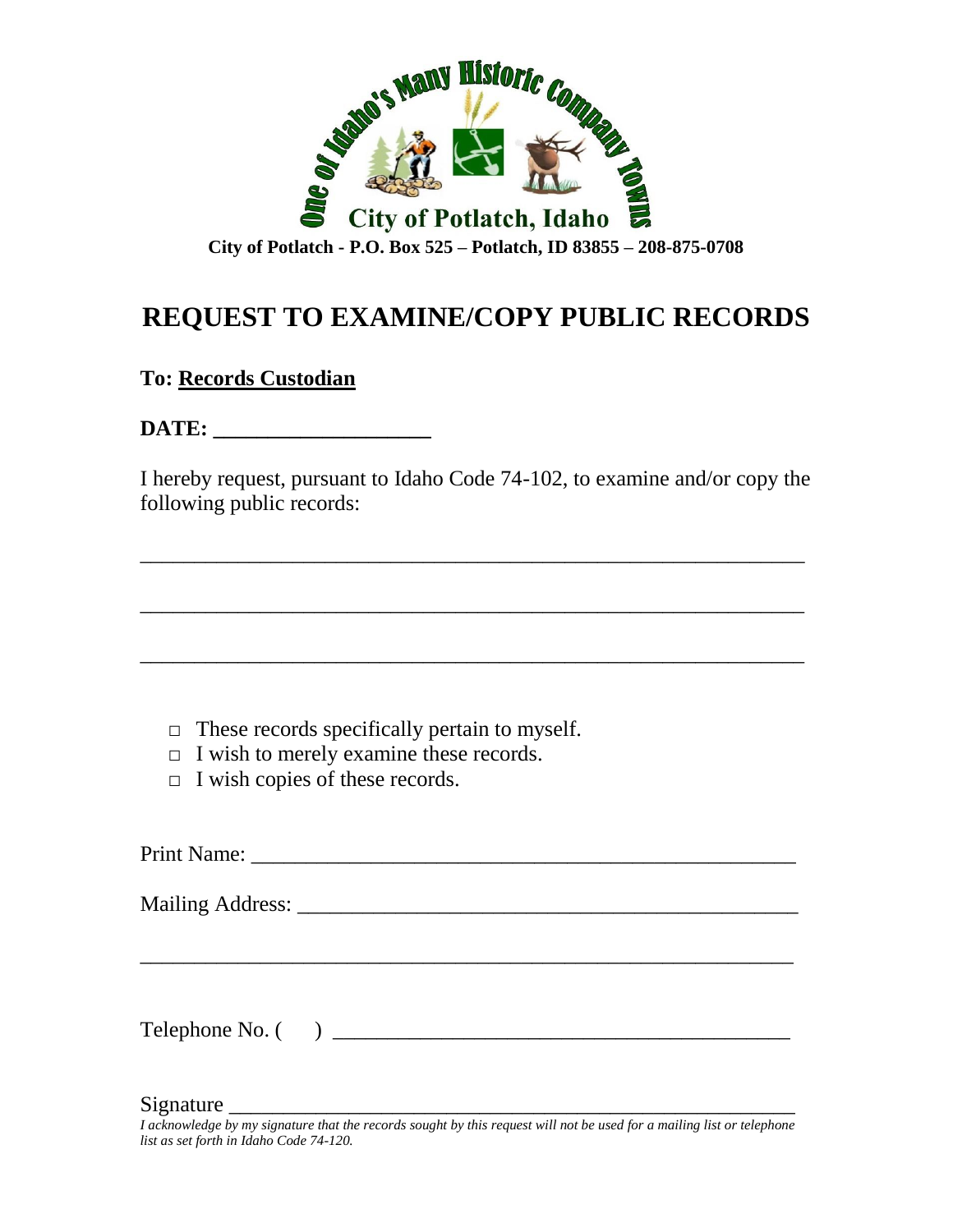One of Idaho's Many Historic Company Towns

City of Potlatch, Idaho

**City of Potlatch - P.O. Box 525 – Potlatch, ID 83855 – 208-875-0708**

# REQUEST TO EXAMINE/COPY PUBLIC RECORDS

**To: Records Custodian**

**DATE: ____________________**

I hereby request, pursuant to Idaho Code 74-102, to examine and/or copy the following public records:

_______________________________________________________________

_______________________________________________________________

_______________________________________________________________

- □ These records specifically pertain to myself.
- □ I wish to merely examine these records.
- □ I wish copies of these records.

Print Name: ____________________________________________________

Mailing Address: _______________________________________________

_______________________________________________________________

Telephone No. (     ) ___________________________________________

Signature ______________________________________________________

*I acknowledge by my signature that the records sought by this request will not be used for a mailing list or telephone list as set forth in Idaho Code 74-120.*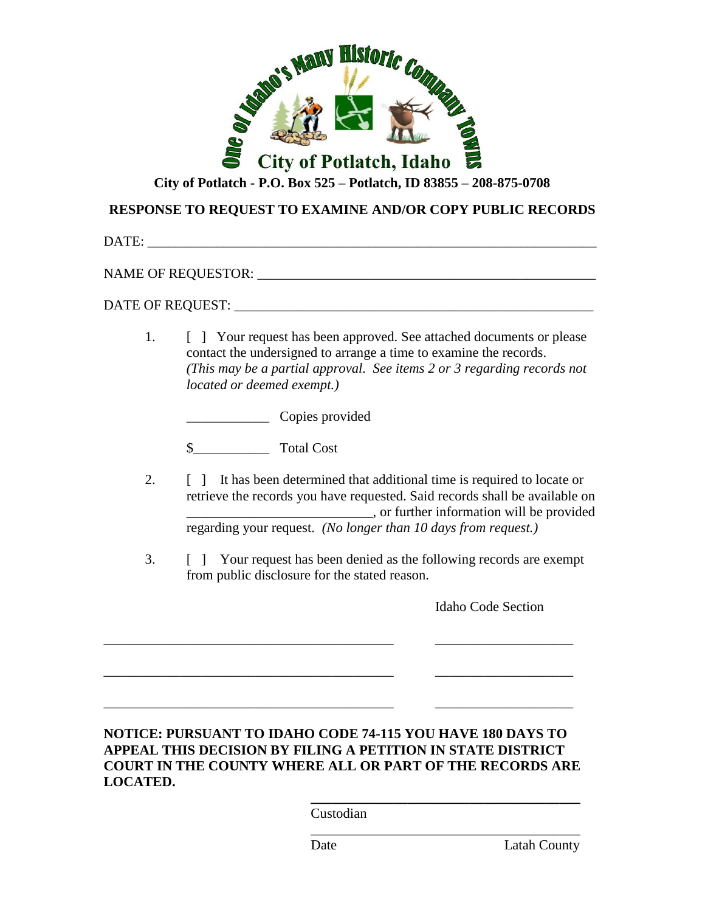One of Idaho's Many Historic Company Towns

City of Potlatch, Idaho

**City of Potlatch - P.O. Box 525 – Potlatch, ID 83855 – 208-875-0708**

**RESPONSE TO REQUEST TO EXAMINE AND/OR COPY PUBLIC RECORDS**

DATE: ___________________________________________________________________

NAME OF REQUESTOR: _____________________________________________________

DATE OF REQUEST: _______________________________________________________

1. [ ] Your request has been approved. See attached documents or please contact the undersigned to arrange a time to examine the records. *(This may be a partial approval. See items 2 or 3 regarding records not located or deemed exempt.)*

   ____________ Copies provided

   $___________ Total Cost

2. [ ] It has been determined that additional time is required to locate or retrieve the records you have requested. Said records shall be available on ___________________________, or further information will be provided regarding your request. *(No longer than 10 days from request.)*

3. [ ] Your request has been denied as the following records are exempt from public disclosure for the stated reason.

| | Idaho Code Section |
|---|---|
| ___________________________________________ | ____________________ |
| ___________________________________________ | ____________________ |
| ___________________________________________ | ____________________ |

**NOTICE: PURSUANT TO IDAHO CODE 74-115 YOU HAVE 180 DAYS TO APPEAL THIS DECISION BY FILING A PETITION IN STATE DISTRICT COURT IN THE COUNTY WHERE ALL OR PART OF THE RECORDS ARE LOCATED.**

________________________________________

Custodian

________________________________________

Date Latah County